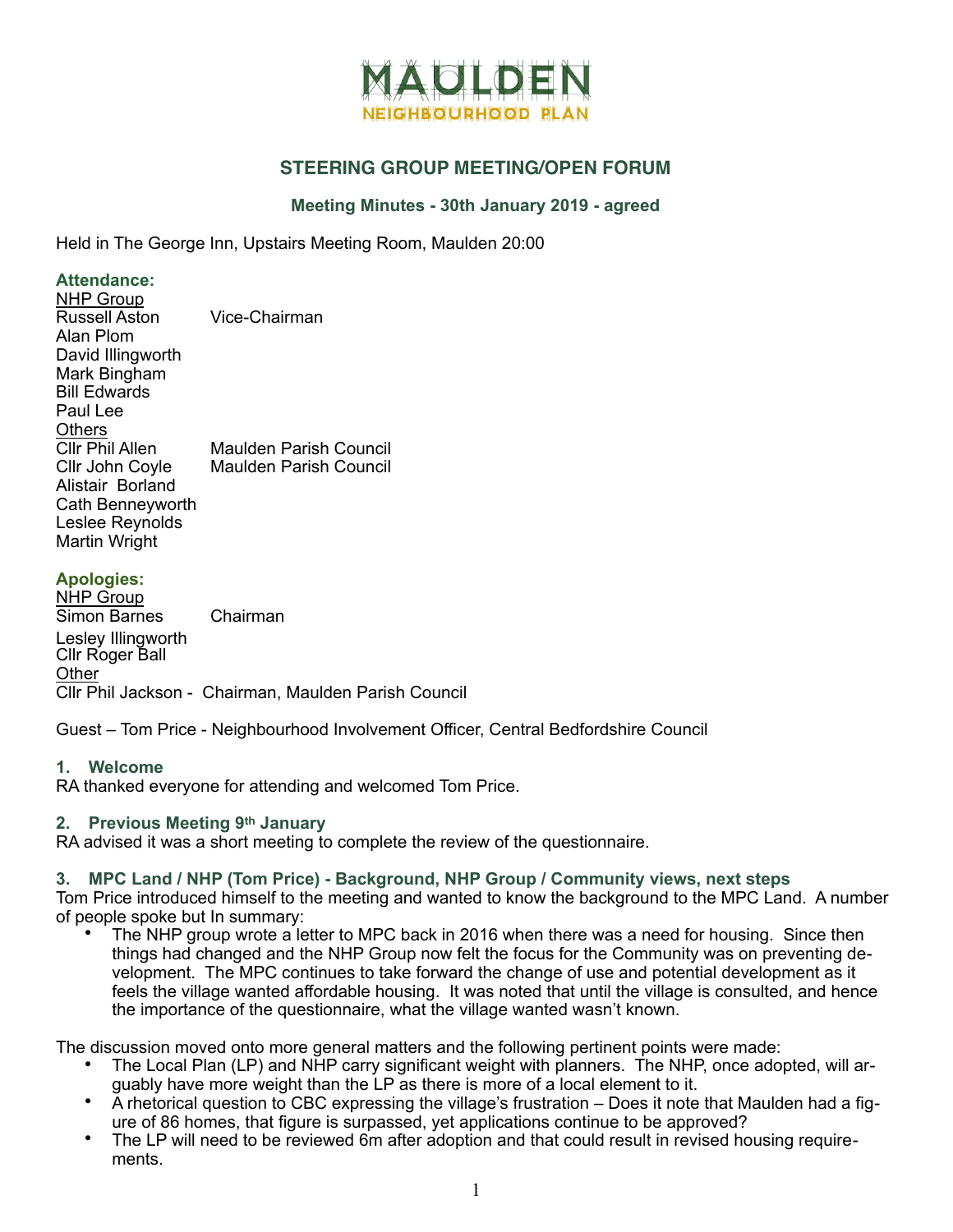# MAULDEN
## NEIGHBOURHOOD PLAN

## STEERING GROUP MEETING/OPEN FORUM

### Meeting Minutes - 30th January 2019 - agreed

Held in The George Inn, Upstairs Meeting Room, Maulden 20:00

**Attendance:**

NHP Group
Russell Aston — Vice-Chairman
Alan Plom
David Illingworth
Mark Bingham
Bill Edwards
Paul Lee

Others
Cllr Phil Allen — Maulden Parish Council
Cllr John Coyle — Maulden Parish Council
Alistair Borland
Cath Benneyworth
Leslee Reynolds
Martin Wright

**Apologies:**

NHP Group
Simon Barnes — Chairman
Lesley Illingworth
Cllr Roger Ball

Other
Cllr Phil Jackson - Chairman, Maulden Parish Council

Guest – Tom Price - Neighbourhood Involvement Officer, Central Bedfordshire Council

### 1. Welcome

RA thanked everyone for attending and welcomed Tom Price.

### 2. Previous Meeting 9th January

RA advised it was a short meeting to complete the review of the questionnaire.

### 3. MPC Land / NHP (Tom Price) - Background, NHP Group / Community views, next steps

Tom Price introduced himself to the meeting and wanted to know the background to the MPC Land. A number of people spoke but In summary:

- The NHP group wrote a letter to MPC back in 2016 when there was a need for housing. Since then things had changed and the NHP Group now felt the focus for the Community was on preventing development. The MPC continues to take forward the change of use and potential development as it feels the village wanted affordable housing. It was noted that until the village is consulted, and hence the importance of the questionnaire, what the village wanted wasn't known.

The discussion moved onto more general matters and the following pertinent points were made:

- The Local Plan (LP) and NHP carry significant weight with planners. The NHP, once adopted, will arguably have more weight than the LP as there is more of a local element to it.
- A rhetorical question to CBC expressing the village's frustration – Does it note that Maulden had a figure of 86 homes, that figure is surpassed, yet applications continue to be approved?
- The LP will need to be reviewed 6m after adoption and that could result in revised housing requirements.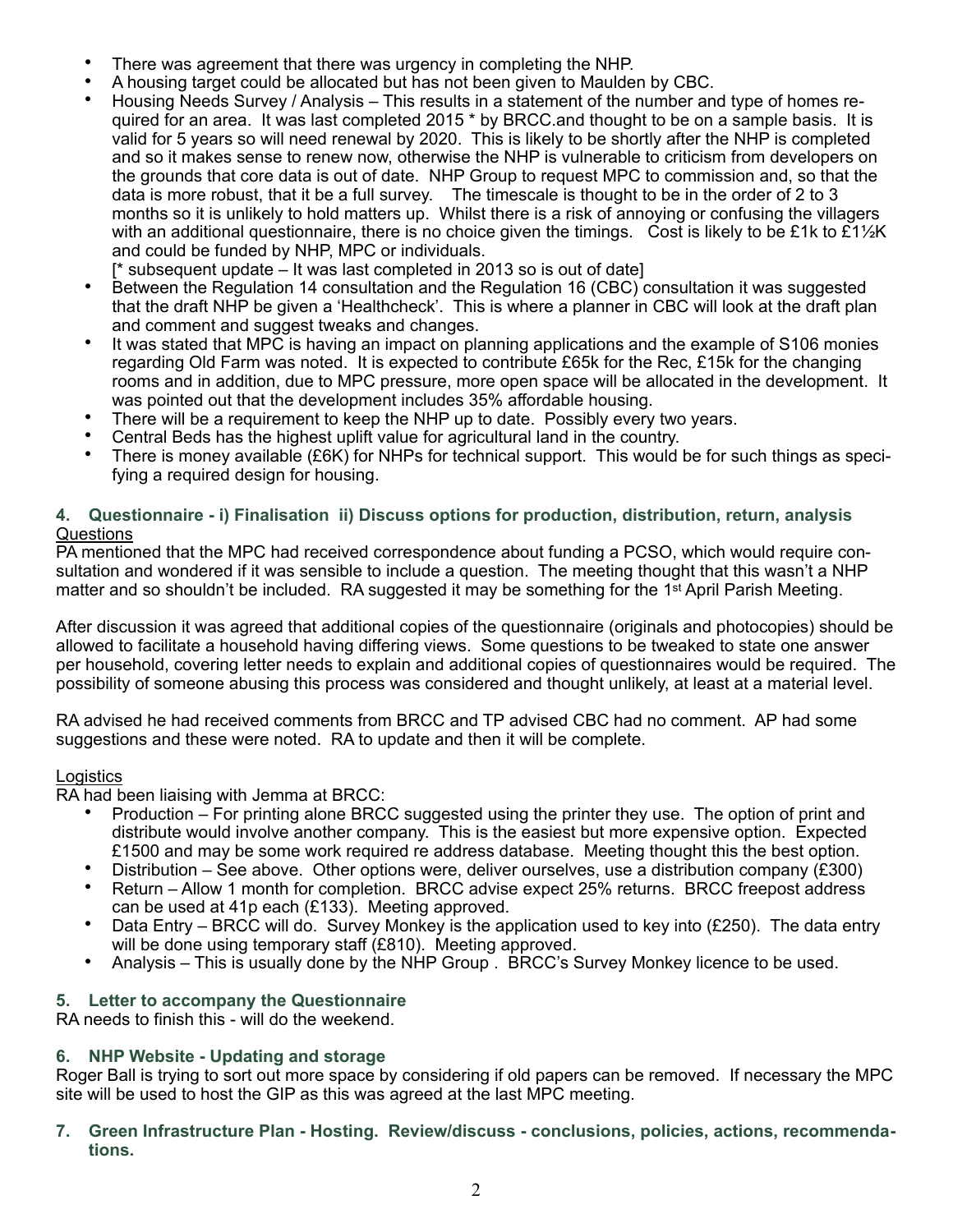- There was agreement that there was urgency in completing the NHP.
- A housing target could be allocated but has not been given to Maulden by CBC.
- Housing Needs Survey / Analysis – This results in a statement of the number and type of homes required for an area. It was last completed 2015 * by BRCC.and thought to be on a sample basis. It is valid for 5 years so will need renewal by 2020. This is likely to be shortly after the NHP is completed and so it makes sense to renew now, otherwise the NHP is vulnerable to criticism from developers on the grounds that core data is out of date. NHP Group to request MPC to commission and, so that the data is more robust, that it be a full survey. The timescale is thought to be in the order of 2 to 3 months so it is unlikely to hold matters up. Whilst there is a risk of annoying or confusing the villagers with an additional questionnaire, there is no choice given the timings. Cost is likely to be £1k to £1½K and could be funded by NHP, MPC or individuals.
  [* subsequent update – It was last completed in 2013 so is out of date]
- Between the Regulation 14 consultation and the Regulation 16 (CBC) consultation it was suggested that the draft NHP be given a 'Healthcheck'. This is where a planner in CBC will look at the draft plan and comment and suggest tweaks and changes.
- It was stated that MPC is having an impact on planning applications and the example of S106 monies regarding Old Farm was noted. It is expected to contribute £65k for the Rec, £15k for the changing rooms and in addition, due to MPC pressure, more open space will be allocated in the development. It was pointed out that the development includes 35% affordable housing.
- There will be a requirement to keep the NHP up to date. Possibly every two years.
- Central Beds has the highest uplift value for agricultural land in the country.
- There is money available (£6K) for NHPs for technical support. This would be for such things as specifying a required design for housing.

### 4. Questionnaire - i) Finalisation ii) Discuss options for production, distribution, return, analysis

Questions

PA mentioned that the MPC had received correspondence about funding a PCSO, which would require consultation and wondered if it was sensible to include a question. The meeting thought that this wasn't a NHP matter and so shouldn't be included. RA suggested it may be something for the 1st April Parish Meeting.

After discussion it was agreed that additional copies of the questionnaire (originals and photocopies) should be allowed to facilitate a household having differing views. Some questions to be tweaked to state one answer per household, covering letter needs to explain and additional copies of questionnaires would be required. The possibility of someone abusing this process was considered and thought unlikely, at least at a material level.

RA advised he had received comments from BRCC and TP advised CBC had no comment. AP had some suggestions and these were noted. RA to update and then it will be complete.

Logistics

RA had been liaising with Jemma at BRCC:

- Production – For printing alone BRCC suggested using the printer they use. The option of print and distribute would involve another company. This is the easiest but more expensive option. Expected £1500 and may be some work required re address database. Meeting thought this the best option.
- Distribution – See above. Other options were, deliver ourselves, use a distribution company (£300)
- Return – Allow 1 month for completion. BRCC advise expect 25% returns. BRCC freepost address can be used at 41p each (£133). Meeting approved.
- Data Entry – BRCC will do. Survey Monkey is the application used to key into (£250). The data entry will be done using temporary staff (£810). Meeting approved.
- Analysis – This is usually done by the NHP Group . BRCC's Survey Monkey licence to be used.

### 5. Letter to accompany the Questionnaire

RA needs to finish this - will do the weekend.

### 6. NHP Website - Updating and storage

Roger Ball is trying to sort out more space by considering if old papers can be removed. If necessary the MPC site will be used to host the GIP as this was agreed at the last MPC meeting.

### 7. Green Infrastructure Plan - Hosting. Review/discuss - conclusions, policies, actions, recommendations.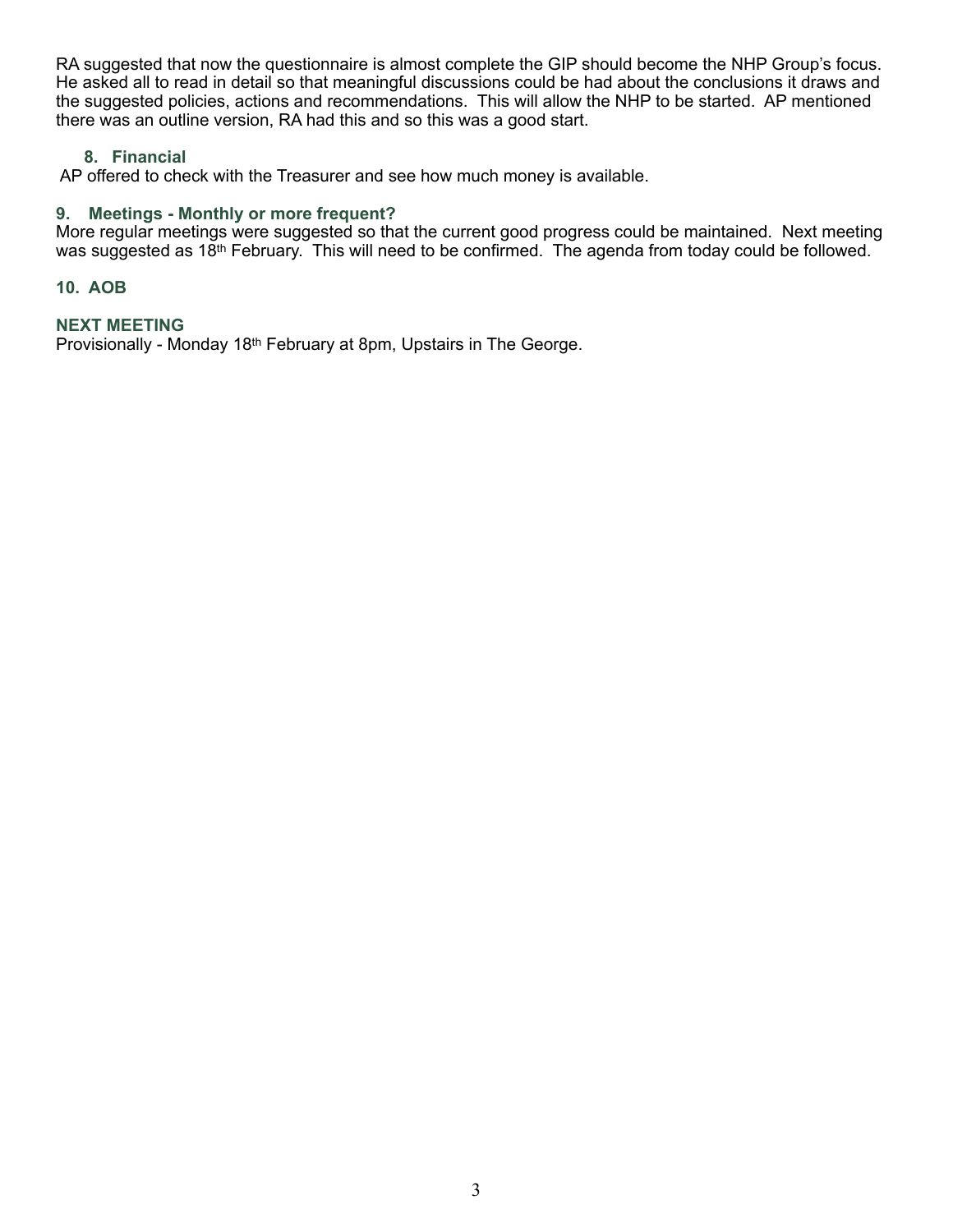RA suggested that now the questionnaire is almost complete the GIP should become the NHP Group's focus. He asked all to read in detail so that meaningful discussions could be had about the conclusions it draws and the suggested policies, actions and recommendations. This will allow the NHP to be started. AP mentioned there was an outline version, RA had this and so this was a good start.

### 8. Financial

AP offered to check with the Treasurer and see how much money is available.

### 9. Meetings - Monthly or more frequent?

More regular meetings were suggested so that the current good progress could be maintained. Next meeting was suggested as 18th February. This will need to be confirmed. The agenda from today could be followed.

### 10. AOB

### NEXT MEETING

Provisionally - Monday 18th February at 8pm, Upstairs in The George.